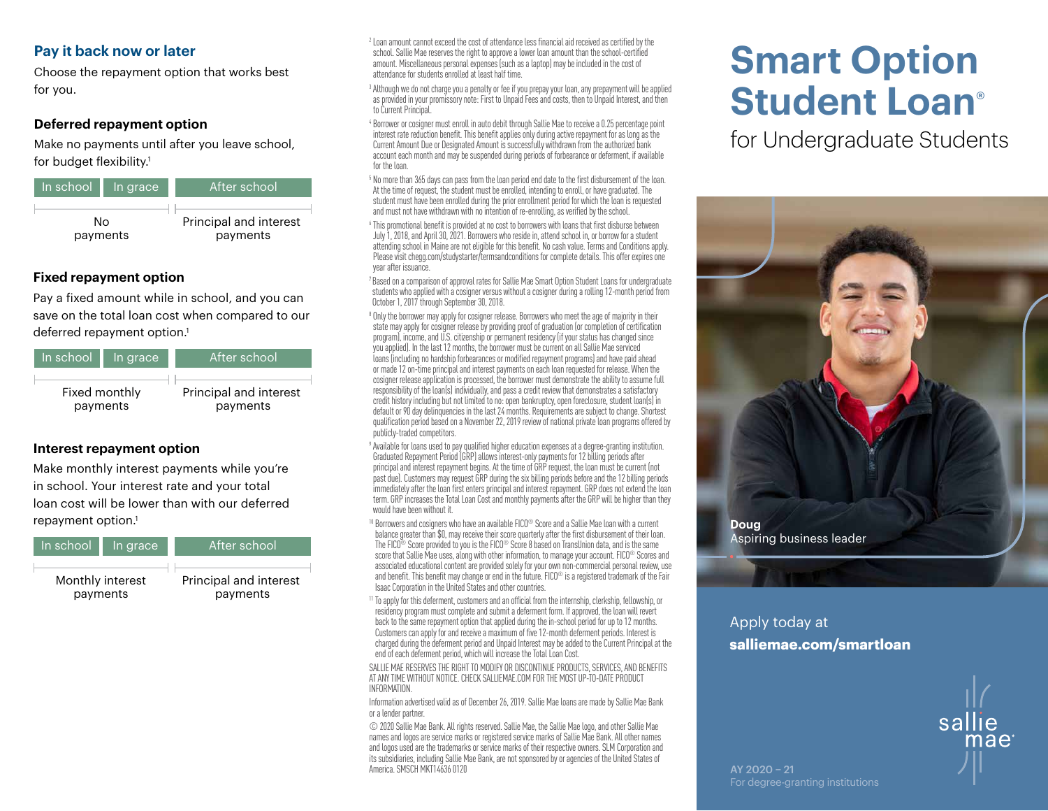## Pay it back now or later

Choose the repayment option that works best for you.

### Deferred repayment option

Make no payments until after you leave school, for budget flexibility.[1]

| In school | In grace | After school |
|---|---|---|
| No payments | | Principal and interest payments |

### Fixed repayment option

Pay a fixed amount while in school, and you can save on the total loan cost when compared to our deferred repayment option.[1]

| In school | In grace | After school |
|---|---|---|
| Fixed monthly payments | | Principal and interest payments |

### Interest repayment option

Make monthly interest payments while you're in school. Your interest rate and your total loan cost will be lower than with our deferred repayment option.[1]

| In school | In grace | After school |
|---|---|---|
| Monthly interest payments | | Principal and interest payments |

[2] Loan amount cannot exceed the cost of attendance less financial aid received as certified by the school. Sallie Mae reserves the right to approve a lower loan amount than the school-certified amount. Miscellaneous personal expenses (such as a laptop) may be included in the cost of attendance for students enrolled at least half time.

[3] Although we do not charge you a penalty or fee if you prepay your loan, any prepayment will be applied as provided in your promissory note: First to Unpaid Fees and costs, then to Unpaid Interest, and then to Current Principal.

[4] Borrower or cosigner must enroll in auto debit through Sallie Mae to receive a 0.25 percentage point interest rate reduction benefit. This benefit applies only during active repayment for as long as the Current Amount Due or Designated Amount is successfully withdrawn from the authorized bank account each month and may be suspended during periods of forbearance or deferment, if available for the loan.

[5] No more than 365 days can pass from the loan period end date to the first disbursement of the loan. At the time of request, the student must be enrolled, intending to enroll, or have graduated. The student must have been enrolled during the prior enrollment period for which the loan is requested and must not have withdrawn with no intention of re-enrolling, as verified by the school.

[6] This promotional benefit is provided at no cost to borrowers with loans that first disburse between July 1, 2018, and April 30, 2021. Borrowers who reside in, attend school in, or borrow for a student attending school in Maine are not eligible for this benefit. No cash value. Terms and Conditions apply. Please visit chegg.com/studystarter/termsandconditions for complete details. This offer expires one year after issuance.

[7] Based on a comparison of approval rates for Sallie Mae Smart Option Student Loans for undergraduate students who applied with a cosigner versus without a cosigner during a rolling 12-month period from October 1, 2017 through September 30, 2018.

[8] Only the borrower may apply for cosigner release. Borrowers who meet the age of majority in their state may apply for cosigner release by providing proof of graduation (or completion of certification program), income, and U.S. citizenship or permanent residency (if your status has changed since you applied). In the last 12 months, the borrower must be current on all Sallie Mae serviced loans (including no hardship forbearances or modified repayment programs) and have paid ahead or made 12 on-time principal and interest payments on each loan requested for release. When the cosigner release application is processed, the borrower must demonstrate the ability to assume full responsibility of the loan(s) individually, and pass a credit review that demonstrates a satisfactory credit history including but not limited to no: open bankruptcy, open foreclosure, student loan(s) in default or 90 day delinquencies in the last 24 months. Requirements are subject to change. Shortest qualification period based on a November 22, 2019 review of national private loan programs offered by publicly-traded competitors.

[9] Available for loans used to pay qualified higher education expenses at a degree-granting institution. Graduated Repayment Period (GRP) allows interest-only payments for 12 billing periods after principal and interest repayment begins. At the time of GRP request, the loan must be current (not past due). Customers may request GRP during the six billing periods before and the 12 billing periods immediately after the loan first enters principal and interest repayment. GRP does not extend the loan term. GRP increases the Total Loan Cost and monthly payments after the GRP will be higher than they would have been without it.

[10] Borrowers and cosigners who have an available FICO® Score and a Sallie Mae loan with a current balance greater than $0, may receive their score quarterly after the first disbursement of their loan. The FICO® Score provided to you is the FICO® Score 8 based on TransUnion data, and is the same score that Sallie Mae uses, along with other information, to manage your account. FICO® Scores and associated educational content are provided solely for your own non-commercial personal review, use and benefit. This benefit may change or end in the future. FICO® is a registered trademark of the Fair Isaac Corporation in the United States and other countries.

[11] To apply for this deferment, customers and an official from the internship, clerkship, fellowship, or residency program must complete and submit a deferment form. If approved, the loan will revert back to the same repayment option that applied during the in-school period for up to 12 months. Customers can apply for and receive a maximum of five 12-month deferment periods. Interest is charged during the deferment period and Unpaid Interest may be added to the Current Principal at the end of each deferment period, which will increase the Total Loan Cost.

SALLIE MAE RESERVES THE RIGHT TO MODIFY OR DISCONTINUE PRODUCTS, SERVICES, AND BENEFITS AT ANY TIME WITHOUT NOTICE. CHECK SALLIEMAE.COM FOR THE MOST UP-TO-DATE PRODUCT INFORMATION.

Information advertised valid as of December 26, 2019. Sallie Mae loans are made by Sallie Mae Bank or a lender partner.

© 2020 Sallie Mae Bank. All rights reserved. Sallie Mae, the Sallie Mae logo, and other Sallie Mae names and logos are service marks or registered service marks of Sallie Mae Bank. All other names and logos used are the trademarks or service marks of their respective owners. SLM Corporation and its subsidiaries, including Sallie Mae Bank, are not sponsored by or agencies of the United States of America. SMSCH MKT14636 0120

# Smart Option Student Loan®

## for Undergraduate Students

**Doug**
Aspiring business leader

Apply today at
**salliemae.com/smartloan**

sallie mae

AY 2020 – 21
For degree-granting institutions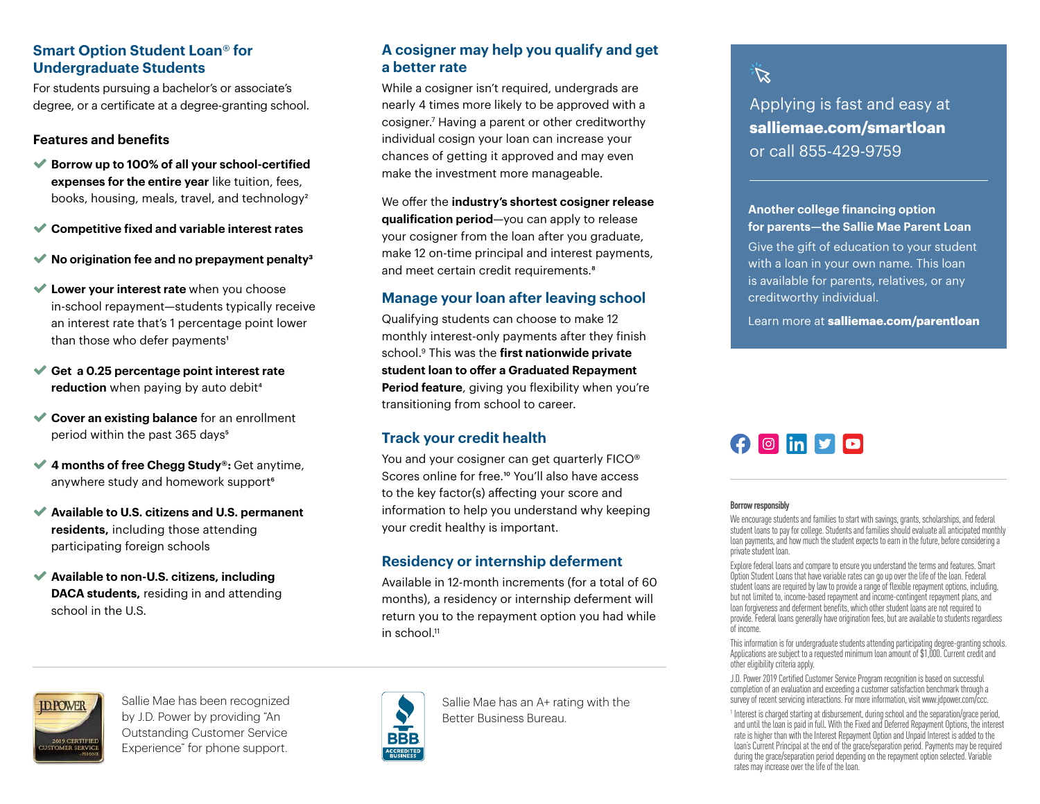## Smart Option Student Loan® for Undergraduate Students

For students pursuing a bachelor's or associate's degree, or a certificate at a degree-granting school.

### Features and benefits

- **Borrow up to 100% of all your school-certified expenses for the entire year** like tuition, fees, books, housing, meals, travel, and technology[2]
- **Competitive fixed and variable interest rates**
- **No origination fee and no prepayment penalty**[3]
- **Lower your interest rate** when you choose in-school repayment—students typically receive an interest rate that's 1 percentage point lower than those who defer payments[1]
- **Get a 0.25 percentage point interest rate reduction** when paying by auto debit[4]
- **Cover an existing balance** for an enrollment period within the past 365 days[5]
- **4 months of free Chegg Study®:** Get anytime, anywhere study and homework support[6]
- **Available to U.S. citizens and U.S. permanent residents,** including those attending participating foreign schools
- **Available to non-U.S. citizens, including DACA students,** residing in and attending school in the U.S.

## A cosigner may help you qualify and get a better rate

While a cosigner isn't required, undergrads are nearly 4 times more likely to be approved with a cosigner.[7] Having a parent or other creditworthy individual cosign your loan can increase your chances of getting it approved and may even make the investment more manageable.

We offer the **industry's shortest cosigner release qualification period**—you can apply to release your cosigner from the loan after you graduate, make 12 on-time principal and interest payments, and meet certain credit requirements.[8]

## Manage your loan after leaving school

Qualifying students can choose to make 12 monthly interest-only payments after they finish school.[9] This was the **first nationwide private student loan to offer a Graduated Repayment Period feature**, giving you flexibility when you're transitioning from school to career.

## Track your credit health

You and your cosigner can get quarterly FICO® Scores online for free.[10] You'll also have access to the key factor(s) affecting your score and information to help you understand why keeping your credit healthy is important.

## Residency or internship deferment

Available in 12-month increments (for a total of 60 months), a residency or internship deferment will return you to the repayment option you had while in school.[11]

Sallie Mae has been recognized by J.D. Power by providing "An Outstanding Customer Service Experience" for phone support.

Sallie Mae has an A+ rating with the Better Business Bureau.

Applying is fast and easy at **salliemae.com/smartloan** or call 855-429-9759

**Another college financing option for parents—the Sallie Mae Parent Loan**

Give the gift of education to your student with a loan in your own name. This loan is available for parents, relatives, or any creditworthy individual.

Learn more at **salliemae.com/parentloan**

**Borrow responsibly**

We encourage students and families to start with savings, grants, scholarships, and federal student loans to pay for college. Students and families should evaluate all anticipated monthly loan payments, and how much the student expects to earn in the future, before considering a private student loan.

Explore federal loans and compare to ensure you understand the terms and features. Smart Option Student Loans that have variable rates can go up over the life of the loan. Federal student loans are required by law to provide a range of flexible repayment options, including, but not limited to, income-based repayment and income-contingent repayment plans, and loan forgiveness and deferment benefits, which other student loans are not required to provide. Federal loans generally have origination fees, but are available to students regardless of income.

This information is for undergraduate students attending participating degree-granting schools. Applications are subject to a requested minimum loan amount of $1,000. Current credit and other eligibility criteria apply.

J.D. Power 2019 Certified Customer Service Program recognition is based on successful completion of an evaluation and exceeding a customer satisfaction benchmark through a survey of recent servicing interactions. For more information, visit www.jdpower.com/ccc.

[1] Interest is charged starting at disbursement, during school and the separation/grace period, and until the loan is paid in full. With the Fixed and Deferred Repayment Options, the interest rate is higher than with the Interest Repayment Option and Unpaid Interest is added to the loan's Current Principal at the end of the grace/separation period. Payments may be required during the grace/separation period depending on the repayment option selected. Variable rates may increase over the life of the loan.